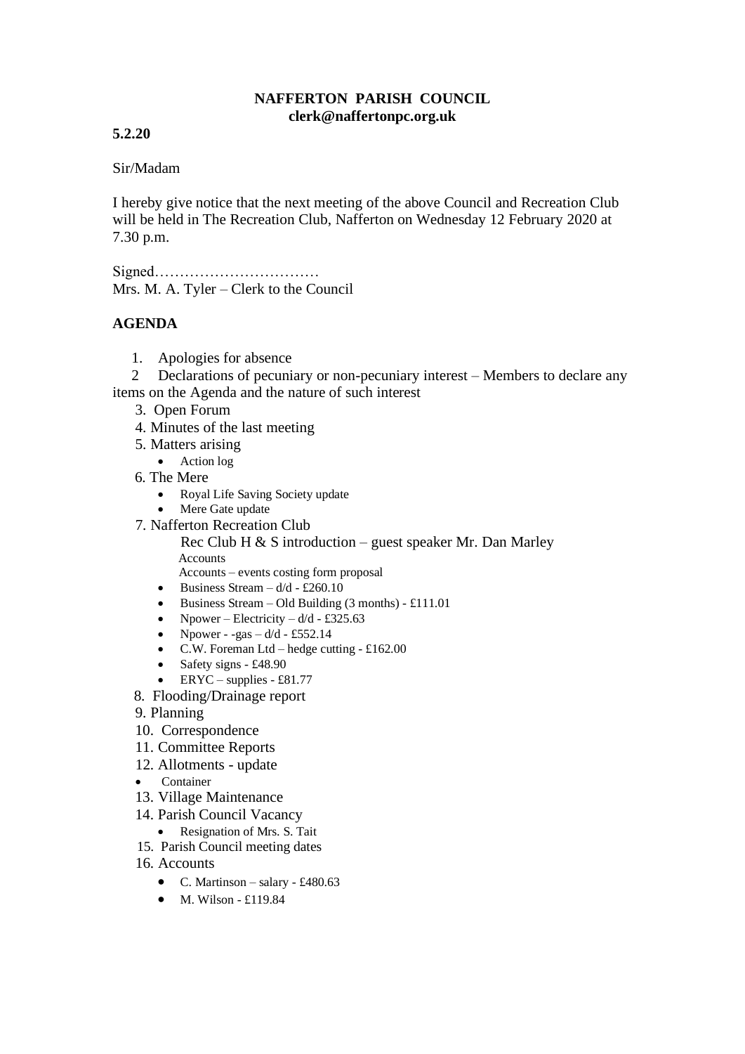**NAFFERTON PARISH COUNCIL**
**clerk@naffertonpc.org.uk**

**5.2.20**

Sir/Madam

I hereby give notice that the next meeting of the above Council and Recreation Club will be held in The Recreation Club, Nafferton on Wednesday 12 February 2020 at 7.30 p.m.

Signed……………………………
Mrs. M. A. Tyler – Clerk to the Council

**AGENDA**

1. Apologies for absence
2. Declarations of pecuniary or non-pecuniary interest – Members to declare any items on the Agenda and the nature of such interest
3. Open Forum
4. Minutes of the last meeting
5. Matters arising
   - Action log
6. The Mere
   - Royal Life Saving Society update
   - Mere Gate update
7. Nafferton Recreation Club
   
   Rec Club H & S introduction – guest speaker Mr. Dan Marley
   
   Accounts
   
   Accounts – events costing form proposal
   - Business Stream – d/d - £260.10
   - Business Stream – Old Building (3 months) - £111.01
   - Npower – Electricity – d/d - £325.63
   - Npower - -gas – d/d - £552.14
   - C.W. Foreman Ltd – hedge cutting - £162.00
   - Safety signs - £48.90
   - ERYC – supplies - £81.77
8. Flooding/Drainage report
9. Planning
10. Correspondence
11. Committee Reports
12. Allotments - update
    - Container
13. Village Maintenance
14. Parish Council Vacancy
    - Resignation of Mrs. S. Tait
15. Parish Council meeting dates
16. Accounts
    - C. Martinson – salary - £480.63
    - M. Wilson - £119.84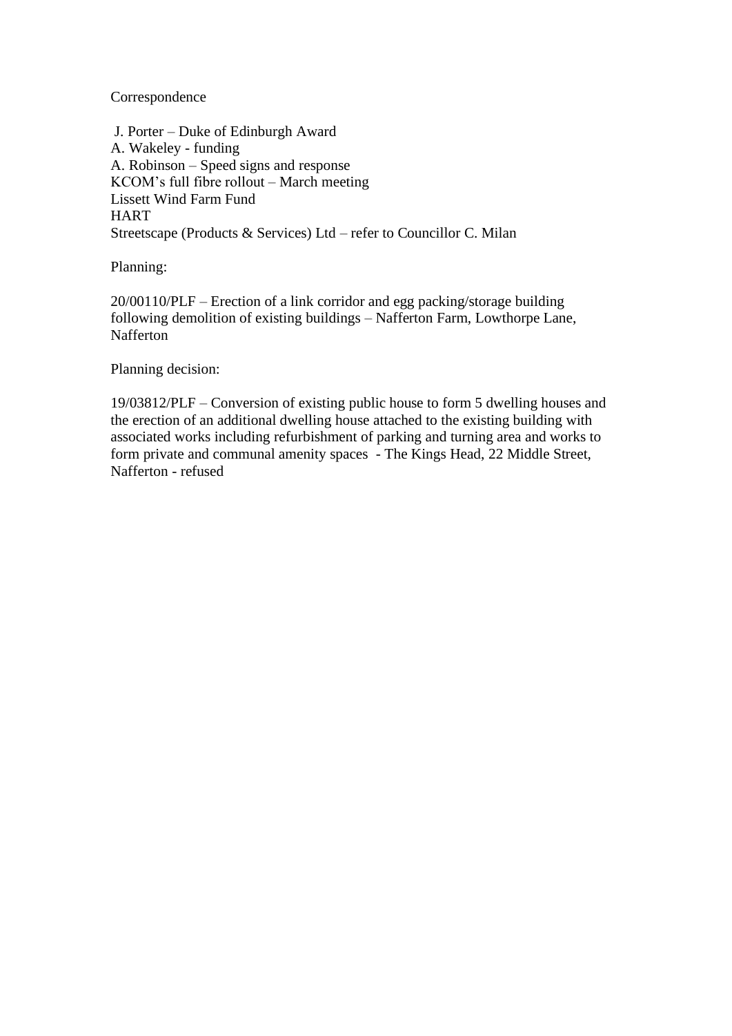Correspondence

J. Porter – Duke of Edinburgh Award
A. Wakeley - funding
A. Robinson – Speed signs and response
KCOM's full fibre rollout – March meeting
Lissett Wind Farm Fund
HART
Streetscape (Products & Services) Ltd – refer to Councillor C. Milan

Planning:

20/00110/PLF – Erection of a link corridor and egg packing/storage building following demolition of existing buildings – Nafferton Farm, Lowthorpe Lane, Nafferton

Planning decision:

19/03812/PLF – Conversion of existing public house to form 5 dwelling houses and the erection of an additional dwelling house attached to the existing building with associated works including refurbishment of parking and turning area and works to form private and communal amenity spaces - The Kings Head, 22 Middle Street, Nafferton - refused